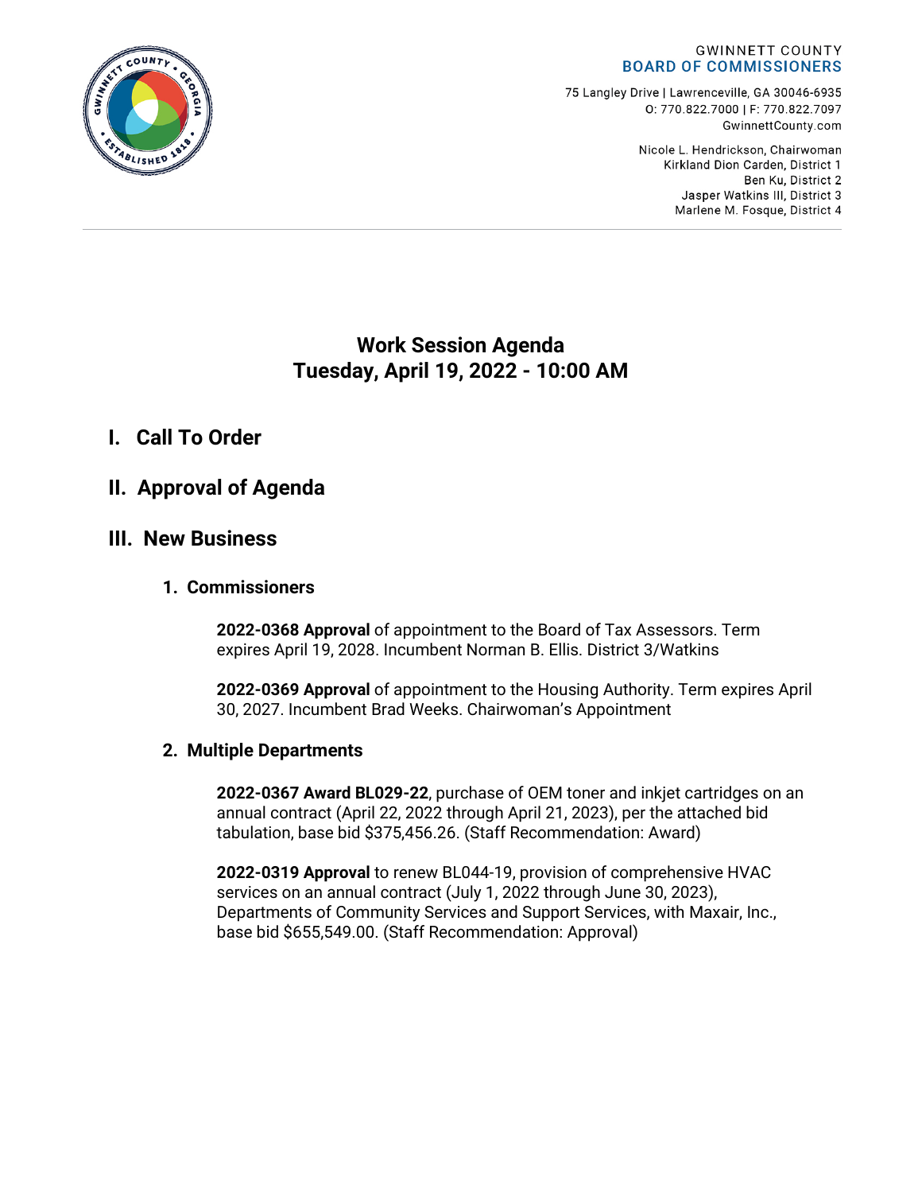GWINNETT COUNTY
**BOARD OF COMMISSIONERS**

75 Langley Drive | Lawrenceville, GA 30046-6935
O: 770.822.7000 | F: 770.822.7097
GwinnettCounty.com

Nicole L. Hendrickson, Chairwoman
Kirkland Dion Carden, District 1
Ben Ku, District 2
Jasper Watkins III, District 3
Marlene M. Fosque, District 4

# Work Session Agenda
# Tuesday, April 19, 2022 - 10:00 AM

## I. Call To Order

## II. Approval of Agenda

## III. New Business

### 1. Commissioners

**2022-0368 Approval** of appointment to the Board of Tax Assessors. Term expires April 19, 2028. Incumbent Norman B. Ellis. District 3/Watkins

**2022-0369 Approval** of appointment to the Housing Authority. Term expires April 30, 2027. Incumbent Brad Weeks. Chairwoman's Appointment

### 2. Multiple Departments

**2022-0367 Award BL029-22**, purchase of OEM toner and inkjet cartridges on an annual contract (April 22, 2022 through April 21, 2023), per the attached bid tabulation, base bid $375,456.26. (Staff Recommendation: Award)

**2022-0319 Approval** to renew BL044-19, provision of comprehensive HVAC services on an annual contract (July 1, 2022 through June 30, 2023), Departments of Community Services and Support Services, with Maxair, Inc., base bid $655,549.00. (Staff Recommendation: Approval)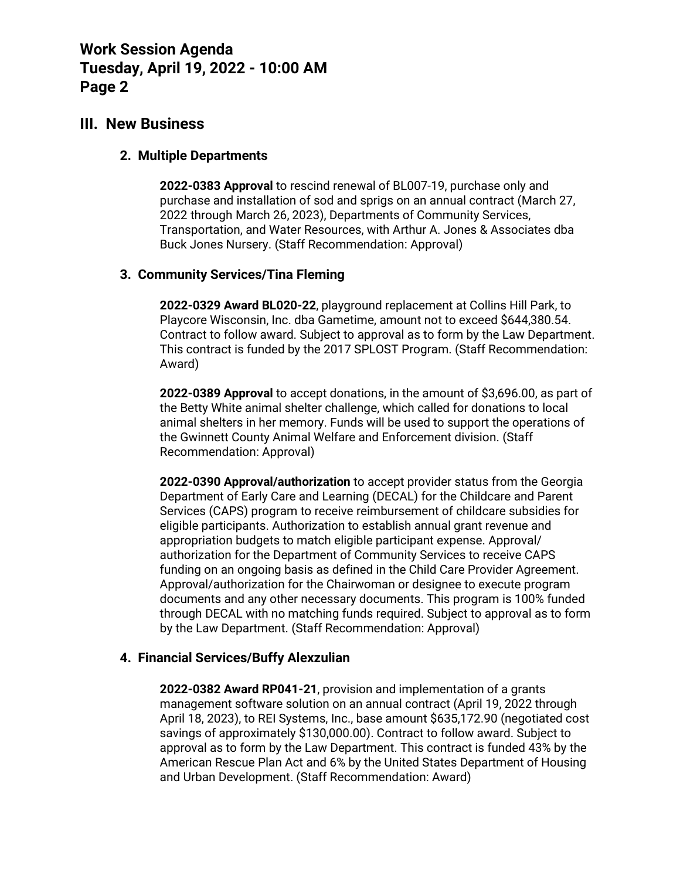## III. New Business

### 2. Multiple Departments

**2022-0383 Approval** to rescind renewal of BL007-19, purchase only and purchase and installation of sod and sprigs on an annual contract (March 27, 2022 through March 26, 2023), Departments of Community Services, Transportation, and Water Resources, with Arthur A. Jones & Associates dba Buck Jones Nursery. (Staff Recommendation: Approval)

### 3. Community Services/Tina Fleming

**2022-0329 Award BL020-22**, playground replacement at Collins Hill Park, to Playcore Wisconsin, Inc. dba Gametime, amount not to exceed $644,380.54. Contract to follow award. Subject to approval as to form by the Law Department. This contract is funded by the 2017 SPLOST Program. (Staff Recommendation: Award)

**2022-0389 Approval** to accept donations, in the amount of $3,696.00, as part of the Betty White animal shelter challenge, which called for donations to local animal shelters in her memory. Funds will be used to support the operations of the Gwinnett County Animal Welfare and Enforcement division. (Staff Recommendation: Approval)

**2022-0390 Approval/authorization** to accept provider status from the Georgia Department of Early Care and Learning (DECAL) for the Childcare and Parent Services (CAPS) program to receive reimbursement of childcare subsidies for eligible participants. Authorization to establish annual grant revenue and appropriation budgets to match eligible participant expense. Approval/authorization for the Department of Community Services to receive CAPS funding on an ongoing basis as defined in the Child Care Provider Agreement. Approval/authorization for the Chairwoman or designee to execute program documents and any other necessary documents. This program is 100% funded through DECAL with no matching funds required. Subject to approval as to form by the Law Department. (Staff Recommendation: Approval)

### 4. Financial Services/Buffy Alexzulian

**2022-0382 Award RP041-21**, provision and implementation of a grants management software solution on an annual contract (April 19, 2022 through April 18, 2023), to REI Systems, Inc., base amount $635,172.90 (negotiated cost savings of approximately $130,000.00). Contract to follow award. Subject to approval as to form by the Law Department. This contract is funded 43% by the American Rescue Plan Act and 6% by the United States Department of Housing and Urban Development. (Staff Recommendation: Award)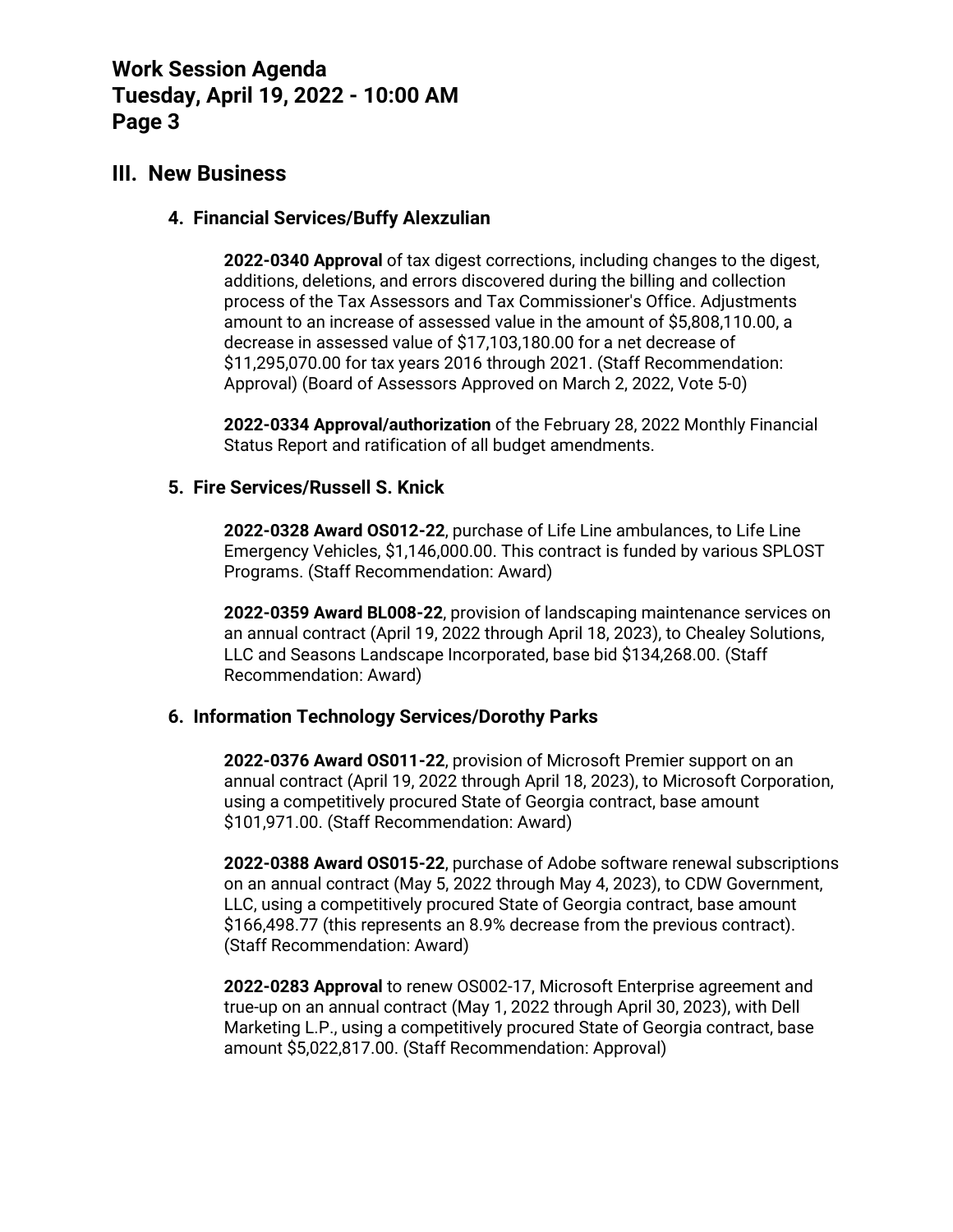## III. New Business

### 4. Financial Services/Buffy Alexzulian

**2022-0340 Approval** of tax digest corrections, including changes to the digest, additions, deletions, and errors discovered during the billing and collection process of the Tax Assessors and Tax Commissioner's Office. Adjustments amount to an increase of assessed value in the amount of $5,808,110.00, a decrease in assessed value of $17,103,180.00 for a net decrease of $11,295,070.00 for tax years 2016 through 2021. (Staff Recommendation: Approval) (Board of Assessors Approved on March 2, 2022, Vote 5-0)

**2022-0334 Approval/authorization** of the February 28, 2022 Monthly Financial Status Report and ratification of all budget amendments.

### 5. Fire Services/Russell S. Knick

**2022-0328 Award OS012-22**, purchase of Life Line ambulances, to Life Line Emergency Vehicles, $1,146,000.00. This contract is funded by various SPLOST Programs. (Staff Recommendation: Award)

**2022-0359 Award BL008-22**, provision of landscaping maintenance services on an annual contract (April 19, 2022 through April 18, 2023), to Chealey Solutions, LLC and Seasons Landscape Incorporated, base bid $134,268.00. (Staff Recommendation: Award)

### 6. Information Technology Services/Dorothy Parks

**2022-0376 Award OS011-22**, provision of Microsoft Premier support on an annual contract (April 19, 2022 through April 18, 2023), to Microsoft Corporation, using a competitively procured State of Georgia contract, base amount $101,971.00. (Staff Recommendation: Award)

**2022-0388 Award OS015-22**, purchase of Adobe software renewal subscriptions on an annual contract (May 5, 2022 through May 4, 2023), to CDW Government, LLC, using a competitively procured State of Georgia contract, base amount $166,498.77 (this represents an 8.9% decrease from the previous contract). (Staff Recommendation: Award)

**2022-0283 Approval** to renew OS002-17, Microsoft Enterprise agreement and true-up on an annual contract (May 1, 2022 through April 30, 2023), with Dell Marketing L.P., using a competitively procured State of Georgia contract, base amount $5,022,817.00. (Staff Recommendation: Approval)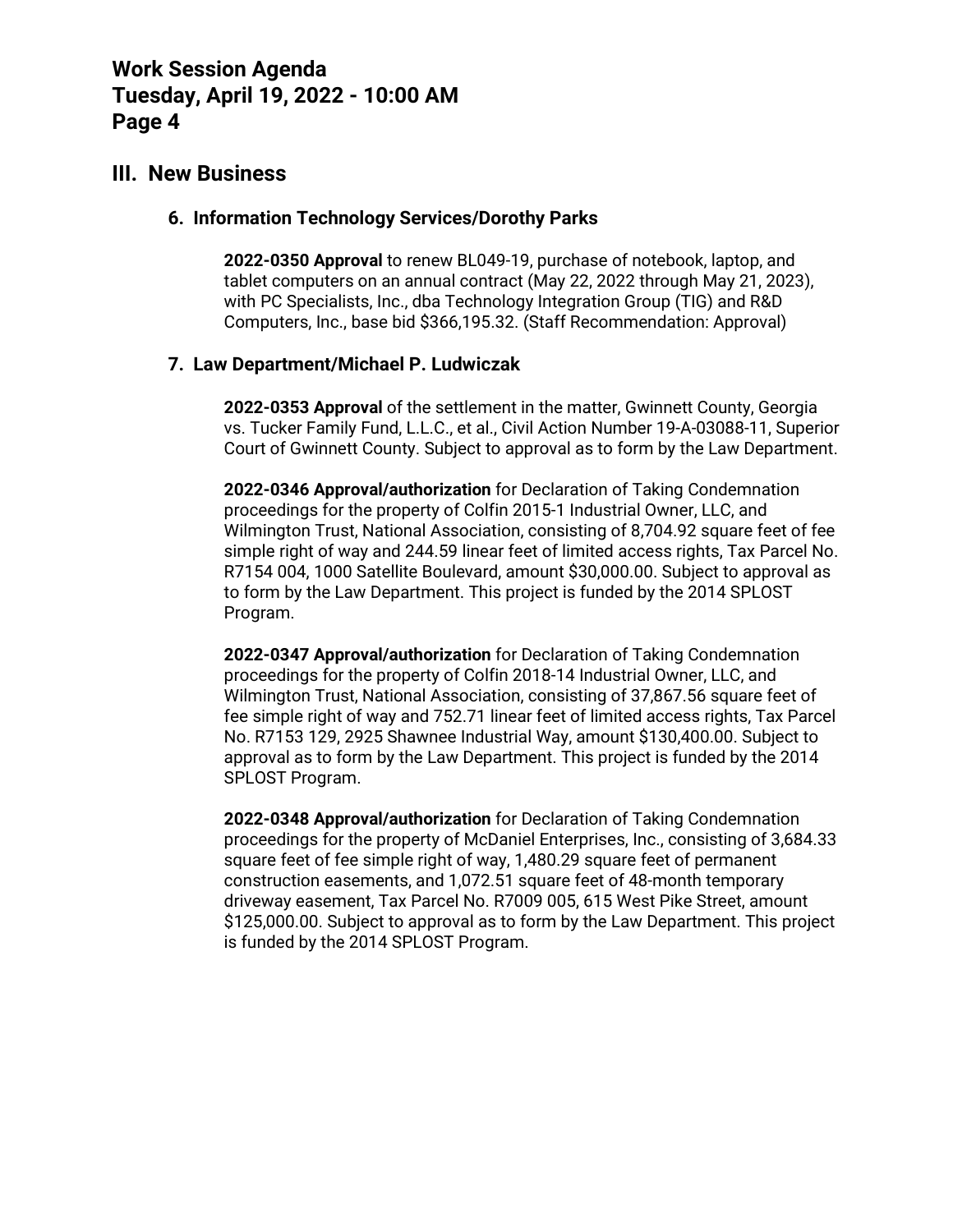## III. New Business

### 6. Information Technology Services/Dorothy Parks

**2022-0350 Approval** to renew BL049-19, purchase of notebook, laptop, and tablet computers on an annual contract (May 22, 2022 through May 21, 2023), with PC Specialists, Inc., dba Technology Integration Group (TIG) and R&D Computers, Inc., base bid $366,195.32. (Staff Recommendation: Approval)

### 7. Law Department/Michael P. Ludwiczak

**2022-0353 Approval** of the settlement in the matter, Gwinnett County, Georgia vs. Tucker Family Fund, L.L.C., et al., Civil Action Number 19-A-03088-11, Superior Court of Gwinnett County. Subject to approval as to form by the Law Department.

**2022-0346 Approval/authorization** for Declaration of Taking Condemnation proceedings for the property of Colfin 2015-1 Industrial Owner, LLC, and Wilmington Trust, National Association, consisting of 8,704.92 square feet of fee simple right of way and 244.59 linear feet of limited access rights, Tax Parcel No. R7154 004, 1000 Satellite Boulevard, amount $30,000.00. Subject to approval as to form by the Law Department. This project is funded by the 2014 SPLOST Program.

**2022-0347 Approval/authorization** for Declaration of Taking Condemnation proceedings for the property of Colfin 2018-14 Industrial Owner, LLC, and Wilmington Trust, National Association, consisting of 37,867.56 square feet of fee simple right of way and 752.71 linear feet of limited access rights, Tax Parcel No. R7153 129, 2925 Shawnee Industrial Way, amount $130,400.00. Subject to approval as to form by the Law Department. This project is funded by the 2014 SPLOST Program.

**2022-0348 Approval/authorization** for Declaration of Taking Condemnation proceedings for the property of McDaniel Enterprises, Inc., consisting of 3,684.33 square feet of fee simple right of way, 1,480.29 square feet of permanent construction easements, and 1,072.51 square feet of 48-month temporary driveway easement, Tax Parcel No. R7009 005, 615 West Pike Street, amount $125,000.00. Subject to approval as to form by the Law Department. This project is funded by the 2014 SPLOST Program.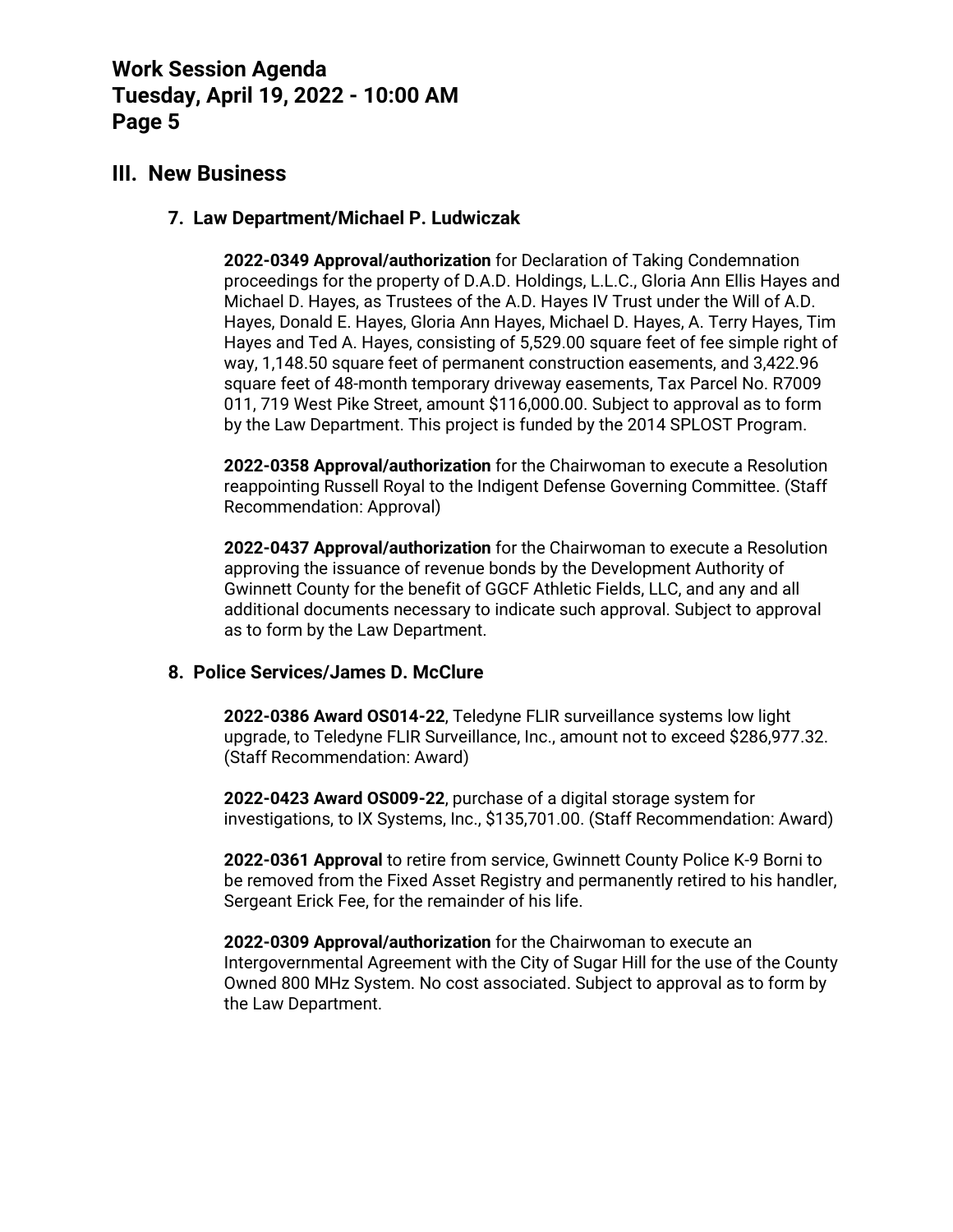## III. New Business

### 7. Law Department/Michael P. Ludwiczak

**2022-0349 Approval/authorization** for Declaration of Taking Condemnation proceedings for the property of D.A.D. Holdings, L.L.C., Gloria Ann Ellis Hayes and Michael D. Hayes, as Trustees of the A.D. Hayes IV Trust under the Will of A.D. Hayes, Donald E. Hayes, Gloria Ann Hayes, Michael D. Hayes, A. Terry Hayes, Tim Hayes and Ted A. Hayes, consisting of 5,529.00 square feet of fee simple right of way, 1,148.50 square feet of permanent construction easements, and 3,422.96 square feet of 48-month temporary driveway easements, Tax Parcel No. R7009 011, 719 West Pike Street, amount $116,000.00. Subject to approval as to form by the Law Department. This project is funded by the 2014 SPLOST Program.

**2022-0358 Approval/authorization** for the Chairwoman to execute a Resolution reappointing Russell Royal to the Indigent Defense Governing Committee. (Staff Recommendation: Approval)

**2022-0437 Approval/authorization** for the Chairwoman to execute a Resolution approving the issuance of revenue bonds by the Development Authority of Gwinnett County for the benefit of GGCF Athletic Fields, LLC, and any and all additional documents necessary to indicate such approval. Subject to approval as to form by the Law Department.

### 8. Police Services/James D. McClure

**2022-0386 Award OS014-22**, Teledyne FLIR surveillance systems low light upgrade, to Teledyne FLIR Surveillance, Inc., amount not to exceed $286,977.32. (Staff Recommendation: Award)

**2022-0423 Award OS009-22**, purchase of a digital storage system for investigations, to IX Systems, Inc., $135,701.00. (Staff Recommendation: Award)

**2022-0361 Approval** to retire from service, Gwinnett County Police K-9 Borni to be removed from the Fixed Asset Registry and permanently retired to his handler, Sergeant Erick Fee, for the remainder of his life.

**2022-0309 Approval/authorization** for the Chairwoman to execute an Intergovernmental Agreement with the City of Sugar Hill for the use of the County Owned 800 MHz System. No cost associated. Subject to approval as to form by the Law Department.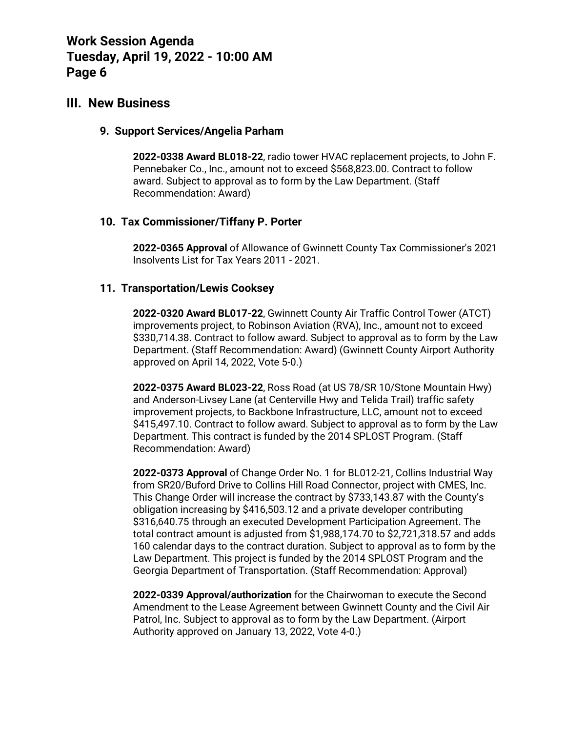## III. New Business

### 9. Support Services/Angelia Parham

**2022-0338 Award BL018-22**, radio tower HVAC replacement projects, to John F. Pennebaker Co., Inc., amount not to exceed $568,823.00. Contract to follow award. Subject to approval as to form by the Law Department. (Staff Recommendation: Award)

### 10. Tax Commissioner/Tiffany P. Porter

**2022-0365 Approval** of Allowance of Gwinnett County Tax Commissioner's 2021 Insolvents List for Tax Years 2011 - 2021.

### 11. Transportation/Lewis Cooksey

**2022-0320 Award BL017-22**, Gwinnett County Air Traffic Control Tower (ATCT) improvements project, to Robinson Aviation (RVA), Inc., amount not to exceed $330,714.38. Contract to follow award. Subject to approval as to form by the Law Department. (Staff Recommendation: Award) (Gwinnett County Airport Authority approved on April 14, 2022, Vote 5-0.)

**2022-0375 Award BL023-22**, Ross Road (at US 78/SR 10/Stone Mountain Hwy) and Anderson-Livsey Lane (at Centerville Hwy and Telida Trail) traffic safety improvement projects, to Backbone Infrastructure, LLC, amount not to exceed $415,497.10. Contract to follow award. Subject to approval as to form by the Law Department. This contract is funded by the 2014 SPLOST Program. (Staff Recommendation: Award)

**2022-0373 Approval** of Change Order No. 1 for BL012-21, Collins Industrial Way from SR20/Buford Drive to Collins Hill Road Connector, project with CMES, Inc. This Change Order will increase the contract by $733,143.87 with the County's obligation increasing by $416,503.12 and a private developer contributing $316,640.75 through an executed Development Participation Agreement. The total contract amount is adjusted from $1,988,174.70 to $2,721,318.57 and adds 160 calendar days to the contract duration. Subject to approval as to form by the Law Department. This project is funded by the 2014 SPLOST Program and the Georgia Department of Transportation. (Staff Recommendation: Approval)

**2022-0339 Approval/authorization** for the Chairwoman to execute the Second Amendment to the Lease Agreement between Gwinnett County and the Civil Air Patrol, Inc. Subject to approval as to form by the Law Department. (Airport Authority approved on January 13, 2022, Vote 4-0.)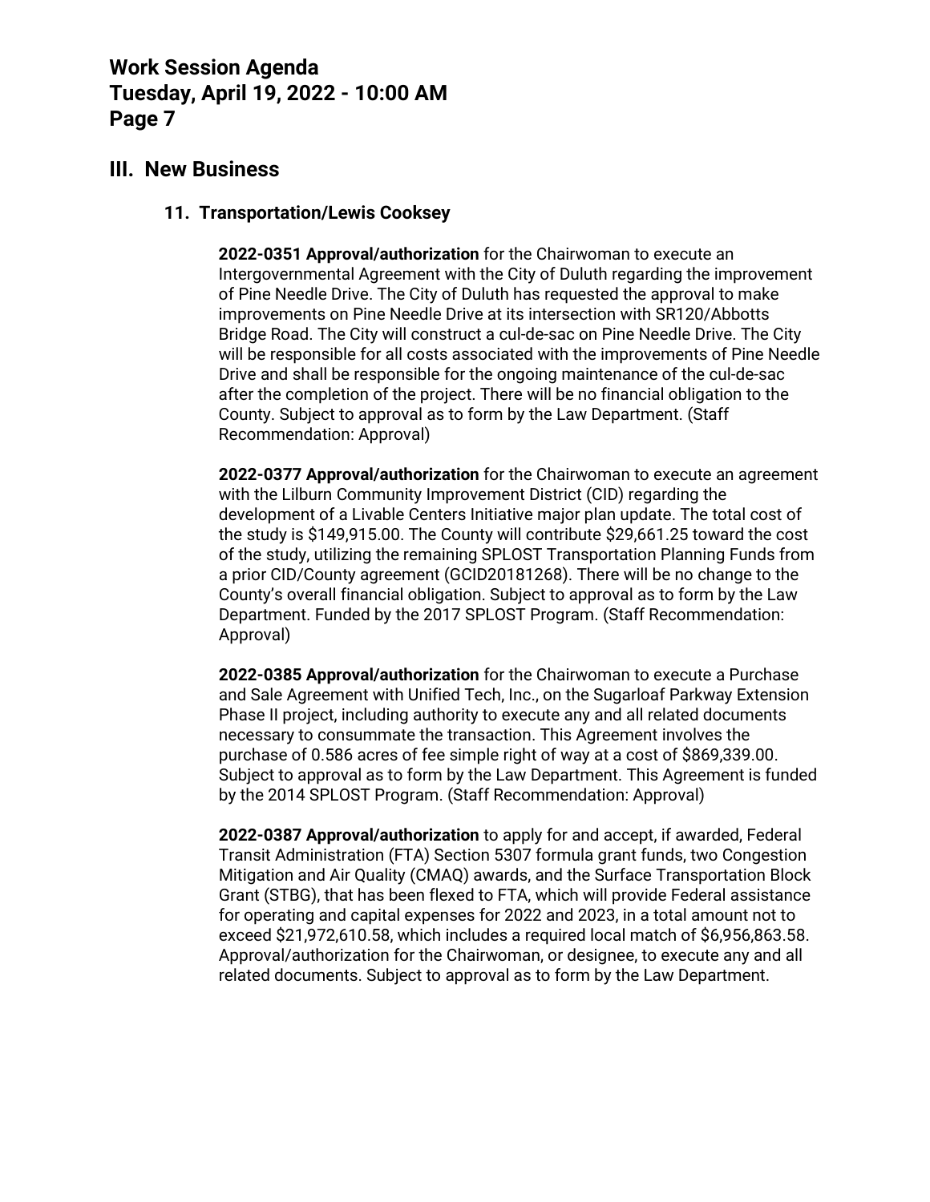## III. New Business

### 11. Transportation/Lewis Cooksey

**2022-0351 Approval/authorization** for the Chairwoman to execute an Intergovernmental Agreement with the City of Duluth regarding the improvement of Pine Needle Drive. The City of Duluth has requested the approval to make improvements on Pine Needle Drive at its intersection with SR120/Abbotts Bridge Road. The City will construct a cul-de-sac on Pine Needle Drive. The City will be responsible for all costs associated with the improvements of Pine Needle Drive and shall be responsible for the ongoing maintenance of the cul-de-sac after the completion of the project. There will be no financial obligation to the County. Subject to approval as to form by the Law Department. (Staff Recommendation: Approval)

**2022-0377 Approval/authorization** for the Chairwoman to execute an agreement with the Lilburn Community Improvement District (CID) regarding the development of a Livable Centers Initiative major plan update. The total cost of the study is $149,915.00. The County will contribute $29,661.25 toward the cost of the study, utilizing the remaining SPLOST Transportation Planning Funds from a prior CID/County agreement (GCID20181268). There will be no change to the County's overall financial obligation. Subject to approval as to form by the Law Department. Funded by the 2017 SPLOST Program. (Staff Recommendation: Approval)

**2022-0385 Approval/authorization** for the Chairwoman to execute a Purchase and Sale Agreement with Unified Tech, Inc., on the Sugarloaf Parkway Extension Phase II project, including authority to execute any and all related documents necessary to consummate the transaction. This Agreement involves the purchase of 0.586 acres of fee simple right of way at a cost of $869,339.00. Subject to approval as to form by the Law Department. This Agreement is funded by the 2014 SPLOST Program. (Staff Recommendation: Approval)

**2022-0387 Approval/authorization** to apply for and accept, if awarded, Federal Transit Administration (FTA) Section 5307 formula grant funds, two Congestion Mitigation and Air Quality (CMAQ) awards, and the Surface Transportation Block Grant (STBG), that has been flexed to FTA, which will provide Federal assistance for operating and capital expenses for 2022 and 2023, in a total amount not to exceed $21,972,610.58, which includes a required local match of $6,956,863.58. Approval/authorization for the Chairwoman, or designee, to execute any and all related documents. Subject to approval as to form by the Law Department.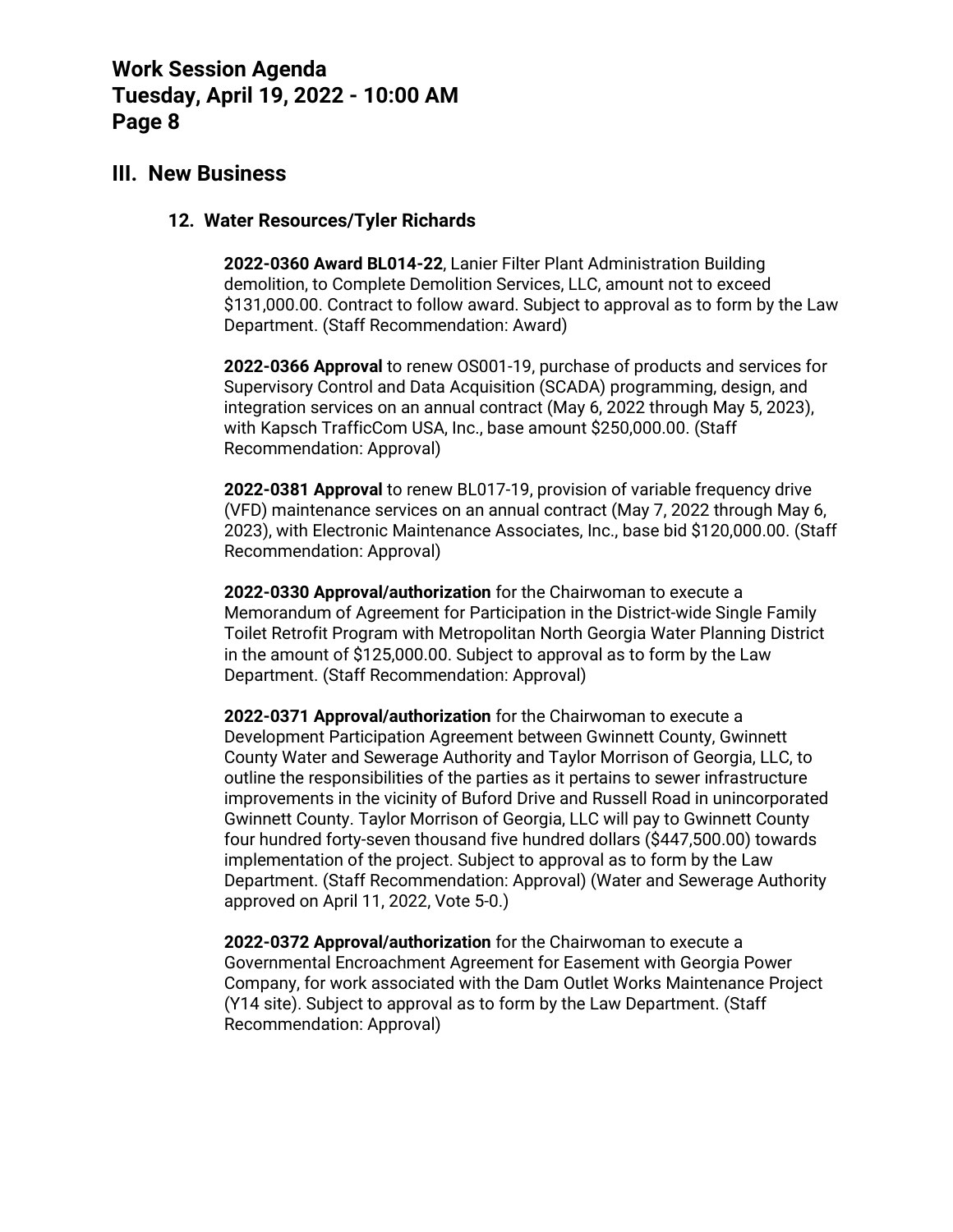## III. New Business

### 12. Water Resources/Tyler Richards

**2022-0360 Award BL014-22**, Lanier Filter Plant Administration Building demolition, to Complete Demolition Services, LLC, amount not to exceed $131,000.00. Contract to follow award. Subject to approval as to form by the Law Department. (Staff Recommendation: Award)

**2022-0366 Approval** to renew OS001-19, purchase of products and services for Supervisory Control and Data Acquisition (SCADA) programming, design, and integration services on an annual contract (May 6, 2022 through May 5, 2023), with Kapsch TrafficCom USA, Inc., base amount $250,000.00. (Staff Recommendation: Approval)

**2022-0381 Approval** to renew BL017-19, provision of variable frequency drive (VFD) maintenance services on an annual contract (May 7, 2022 through May 6, 2023), with Electronic Maintenance Associates, Inc., base bid $120,000.00. (Staff Recommendation: Approval)

**2022-0330 Approval/authorization** for the Chairwoman to execute a Memorandum of Agreement for Participation in the District-wide Single Family Toilet Retrofit Program with Metropolitan North Georgia Water Planning District in the amount of $125,000.00. Subject to approval as to form by the Law Department. (Staff Recommendation: Approval)

**2022-0371 Approval/authorization** for the Chairwoman to execute a Development Participation Agreement between Gwinnett County, Gwinnett County Water and Sewerage Authority and Taylor Morrison of Georgia, LLC, to outline the responsibilities of the parties as it pertains to sewer infrastructure improvements in the vicinity of Buford Drive and Russell Road in unincorporated Gwinnett County. Taylor Morrison of Georgia, LLC will pay to Gwinnett County four hundred forty-seven thousand five hundred dollars ($447,500.00) towards implementation of the project. Subject to approval as to form by the Law Department. (Staff Recommendation: Approval) (Water and Sewerage Authority approved on April 11, 2022, Vote 5-0.)

**2022-0372 Approval/authorization** for the Chairwoman to execute a Governmental Encroachment Agreement for Easement with Georgia Power Company, for work associated with the Dam Outlet Works Maintenance Project (Y14 site). Subject to approval as to form by the Law Department. (Staff Recommendation: Approval)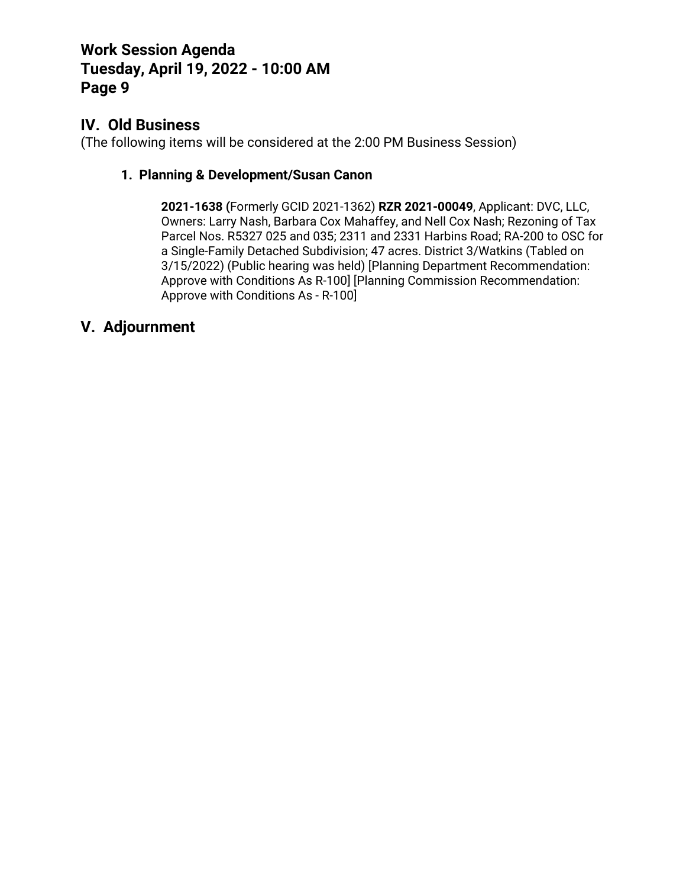## IV. Old Business

(The following items will be considered at the 2:00 PM Business Session)

### 1. Planning & Development/Susan Canon

**2021-1638 (**Formerly GCID 2021-1362) **RZR 2021-00049**, Applicant: DVC, LLC, Owners: Larry Nash, Barbara Cox Mahaffey, and Nell Cox Nash; Rezoning of Tax Parcel Nos. R5327 025 and 035; 2311 and 2331 Harbins Road; RA-200 to OSC for a Single-Family Detached Subdivision; 47 acres. District 3/Watkins (Tabled on 3/15/2022) (Public hearing was held) [Planning Department Recommendation: Approve with Conditions As R-100] [Planning Commission Recommendation: Approve with Conditions As - R-100]

## V. Adjournment